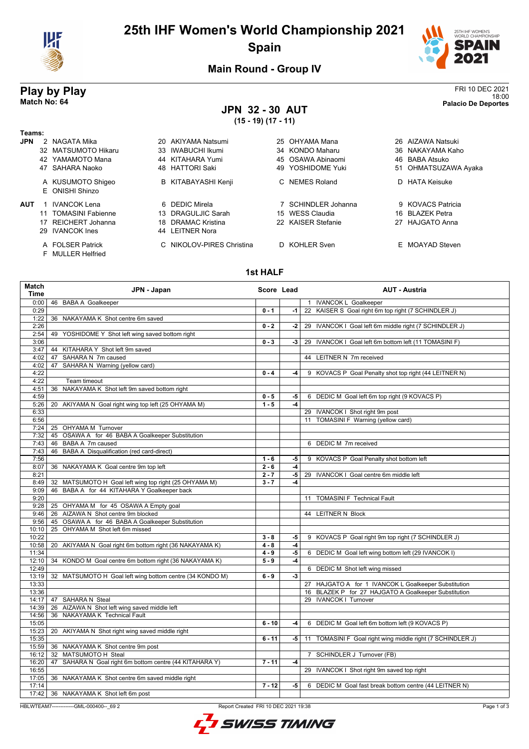# 25th IHF Women's World Championship 2021
## Spain
### Main Round - Group IV

## Play by Play
**Match No: 64**

FRI 10 DEC 2021
18:00
**Palacio De Deportes**

### JPN 32 - 30 AUT
**(15 - 19) (17 - 11)**

**Teams:**

**JPN**
2 NAGATA Mika, 20 AKIYAMA Natsumi, 25 OHYAMA Mana, 26 AIZAWA Natsuki, 32 MATSUMOTO Hikaru, 33 IWABUCHI Ikumi, 34 KONDO Maharu, 36 NAKAYAMA Kaho, 42 YAMAMOTO Mana, 44 KITAHARA Yumi, 45 OSAWA Abinaomi, 46 BABA Atsuko, 47 SAHARA Naoko, 48 HATTORI Saki, 49 YOSHIDOME Yuki, 51 OHMATSUZAWA Ayaka

A KUSUMOTO Shigeo, B KITABAYASHI Kenji, C NEMES Roland, D HATA Keisuke, E ONISHI Shinzo

**AUT**
1 IVANCOK Lena, 6 DEDIC Mirela, 7 SCHINDLER Johanna, 9 KOVACS Patricia, 11 TOMASINI Fabienne, 13 DRAGULJIC Sarah, 15 WESS Claudia, 16 BLAZEK Petra, 17 REICHERT Johanna, 18 DRAMAC Kristina, 22 KAISER Stefanie, 27 HAJGATO Anna, 29 IVANCOK Ines, 44 LEITNER Nora

A FOLSER Patrick, C NIKOLOV-PIRES Christina, D KOHLER Sven, E MOAYAD Steven, F MULLER Helfried

### 1st HALF

| Match Time | JPN - Japan | Score | Lead | AUT - Austria |
|---|---|---|---|---|
| 0:00 | 46 BABA A Goalkeeper | | | 1 IVANCOK L Goalkeeper |
| 0:29 | | 0 - 1 | -1 | 22 KAISER S Goal right 6m top right (7 SCHINDLER J) |
| 1:22 | 36 NAKAYAMA K Shot centre 6m saved | | | |
| 2:26 | | 0 - 2 | -2 | 29 IVANCOK I Goal left 6m middle right (7 SCHINDLER J) |
| 2:54 | 49 YOSHIDOME Y Shot left wing saved bottom right | | | |
| 3:06 | | 0 - 3 | -3 | 29 IVANCOK I Goal left 6m bottom left (11 TOMASINI F) |
| 3:47 | 44 KITAHARA Y Shot left 9m saved | | | |
| 4:02 | 47 SAHARA N 7m caused | | | 44 LEITNER N 7m received |
| 4:02 | 47 SAHARA N Warning (yellow card) | | | |
| 4:22 | | 0 - 4 | -4 | 9 KOVACS P Goal Penalty shot top right (44 LEITNER N) |
| 4:22 | Team timeout | | | |
| 4:51 | 36 NAKAYAMA K Shot left 9m saved bottom right | | | |
| 4:59 | | 0 - 5 | -5 | 6 DEDIC M Goal left 6m top right (9 KOVACS P) |
| 5:26 | 20 AKIYAMA N Goal right wing top left (25 OHYAMA M) | 1 - 5 | -4 | |
| 6:33 | | | | 29 IVANCOK I Shot right 9m post |
| 6:56 | | | | 11 TOMASINI F Warning (yellow card) |
| 7:24 | 25 OHYAMA M Turnover | | | |
| 7:32 | 45 OSAWA A for 46 BABA A Goalkeeper Substitution | | | |
| 7:43 | 46 BABA A 7m caused | | | 6 DEDIC M 7m received |
| 7:43 | 46 BABA A Disqualification (red card-direct) | | | |
| 7:56 | | 1 - 6 | -5 | 9 KOVACS P Goal Penalty shot bottom left |
| 8:07 | 36 NAKAYAMA K Goal centre 9m top left | 2 - 6 | -4 | |
| 8:21 | | 2 - 7 | -5 | 29 IVANCOK I Goal centre 6m middle left |
| 8:49 | 32 MATSUMOTO H Goal left wing top right (25 OHYAMA M) | 3 - 7 | -4 | |
| 9:09 | 46 BABA A for 44 KITAHARA Y Goalkeeper back | | | |
| 9:20 | | | | 11 TOMASINI F Technical Fault |
| 9:28 | 25 OHYAMA M for 45 OSAWA A Empty goal | | | |
| 9:46 | 26 AIZAWA N Shot centre 9m blocked | | | 44 LEITNER N Block |
| 9:56 | 45 OSAWA A for 46 BABA A Goalkeeper Substitution | | | |
| 10:10 | 25 OHYAMA M Shot left 6m missed | | | |
| 10:22 | | 3 - 8 | -5 | 9 KOVACS P Goal right 9m top right (7 SCHINDLER J) |
| 10:58 | 20 AKIYAMA N Goal right 6m bottom right (36 NAKAYAMA K) | 4 - 8 | -4 | |
| 11:34 | | 4 - 9 | -5 | 6 DEDIC M Goal left wing bottom left (29 IVANCOK I) |
| 12:10 | 34 KONDO M Goal centre 6m bottom right (36 NAKAYAMA K) | 5 - 9 | -4 | |
| 12:49 | | | | 6 DEDIC M Shot left wing missed |
| 13:19 | 32 MATSUMOTO H Goal left wing bottom centre (34 KONDO M) | 6 - 9 | -3 | |
| 13:33 | | | | 27 HAJGATO A for 1 IVANCOK L Goalkeeper Substitution |
| 13:36 | | | | 16 BLAZEK P for 27 HAJGATO A Goalkeeper Substitution |
| 14:17 | 47 SAHARA N Steal | | | 29 IVANCOK I Turnover |
| 14:39 | 26 AIZAWA N Shot left wing saved middle left | | | |
| 14:56 | 36 NAKAYAMA K Technical Fault | | | |
| 15:05 | | 6 - 10 | -4 | 6 DEDIC M Goal left 6m bottom left (9 KOVACS P) |
| 15:23 | 20 AKIYAMA N Shot right wing saved middle right | | | |
| 15:35 | | 6 - 11 | -5 | 11 TOMASINI F Goal right wing middle right (7 SCHINDLER J) |
| 15:59 | 36 NAKAYAMA K Shot centre 9m post | | | |
| 16:12 | 32 MATSUMOTO H Steal | | | 7 SCHINDLER J Turnover (FB) |
| 16:20 | 47 SAHARA N Goal right 6m bottom centre (44 KITAHARA Y) | 7 - 11 | -4 | |
| 16:55 | | | | 29 IVANCOK I Shot right 9m saved top right |
| 17:05 | 36 NAKAYAMA K Shot centre 6m saved middle right | | | |
| 17:14 | | 7 - 12 | -5 | 6 DEDIC M Goal fast break bottom centre (44 LEITNER N) |
| 17:42 | 36 NAKAYAMA K Shot left 6m post | | | |

HBLWTEAM7-------------GML-000400--_69 2 Report Created FRI 10 DEC 2021 19:38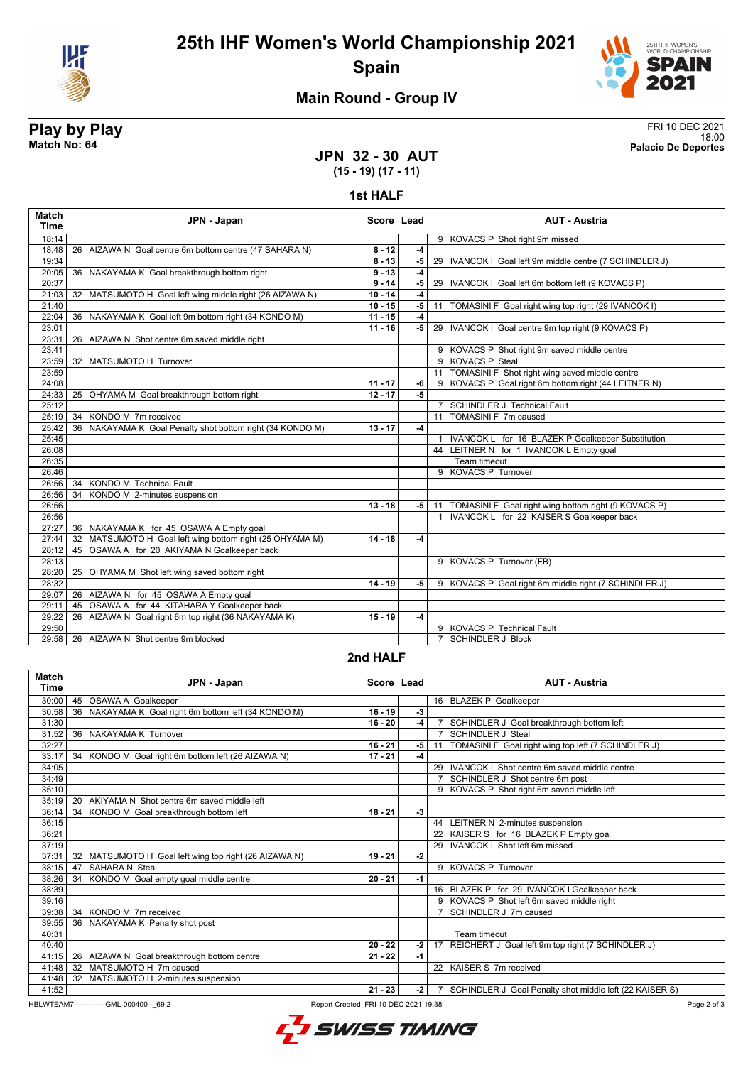# 25th IHF Women's World Championship 2021

## Spain

### Main Round - Group IV

**Play by Play**
**Match No: 64**

FRI 10 DEC 2021
18:00
**Palacio De Deportes**

## JPN 32 - 30 AUT
**(15 - 19) (17 - 11)**

### 1st HALF

| Match Time | JPN - Japan | Score | Lead | AUT - Austria |
|---|---|---|---|---|
| 18:14 | | | | 9 KOVACS P Shot right 9m missed |
| 18:48 | 26 AIZAWA N Goal centre 6m bottom centre (47 SAHARA N) | 8 - 12 | -4 | |
| 19:34 | | 8 - 13 | -5 | 29 IVANCOK I Goal left 9m middle centre (7 SCHINDLER J) |
| 20:05 | 36 NAKAYAMA K Goal breakthrough bottom right | 9 - 13 | -4 | |
| 20:37 | | 9 - 14 | -5 | 29 IVANCOK I Goal left 6m bottom left (9 KOVACS P) |
| 21:03 | 32 MATSUMOTO H Goal left wing middle right (26 AIZAWA N) | 10 - 14 | -4 | |
| 21:40 | | 10 - 15 | -5 | 11 TOMASINI F Goal right wing top right (29 IVANCOK I) |
| 22:04 | 36 NAKAYAMA K Goal left 9m bottom right (34 KONDO M) | 11 - 15 | -4 | |
| 23:01 | | 11 - 16 | -5 | 29 IVANCOK I Goal centre 9m top right (9 KOVACS P) |
| 23:31 | 26 AIZAWA N Shot centre 6m saved middle right | | | |
| 23:41 | | | | 9 KOVACS P Shot right 9m saved middle centre |
| 23:59 | 32 MATSUMOTO H Turnover | | | 9 KOVACS P Steal |
| 23:59 | | | | 11 TOMASINI F Shot right wing saved middle centre |
| 24:08 | | 11 - 17 | -6 | 9 KOVACS P Goal right 6m bottom right (44 LEITNER N) |
| 24:33 | 25 OHYAMA M Goal breakthrough bottom right | 12 - 17 | -5 | |
| 25:12 | | | | 7 SCHINDLER J Technical Fault |
| 25:19 | 34 KONDO M 7m received | | | 11 TOMASINI F 7m caused |
| 25:42 | 36 NAKAYAMA K Goal Penalty shot bottom right (34 KONDO M) | 13 - 17 | -4 | |
| 25:45 | | | | 1 IVANCOK L for 16 BLAZEK P Goalkeeper Substitution |
| 26:08 | | | | 44 LEITNER N for 1 IVANCOK L Empty goal |
| 26:35 | | | | Team timeout |
| 26:46 | | | | 9 KOVACS P Turnover |
| 26:56 | 34 KONDO M Technical Fault | | | |
| 26:56 | 34 KONDO M 2-minutes suspension | | | |
| 26:56 | | 13 - 18 | -5 | 11 TOMASINI F Goal right wing bottom right (9 KOVACS P) |
| 26:56 | | | | 1 IVANCOK L for 22 KAISER S Goalkeeper back |
| 27:27 | 36 NAKAYAMA K for 45 OSAWA A Empty goal | | | |
| 27:44 | 32 MATSUMOTO H Goal left wing bottom right (25 OHYAMA M) | 14 - 18 | -4 | |
| 28:12 | 45 OSAWA A for 20 AKIYAMA N Goalkeeper back | | | |
| 28:13 | | | | 9 KOVACS P Turnover (FB) |
| 28:20 | 25 OHYAMA M Shot left wing saved bottom right | | | |
| 28:32 | | 14 - 19 | -5 | 9 KOVACS P Goal right 6m middle right (7 SCHINDLER J) |
| 29:07 | 26 AIZAWA N for 45 OSAWA A Empty goal | | | |
| 29:11 | 45 OSAWA A for 44 KITAHARA Y Goalkeeper back | | | |
| 29:22 | 26 AIZAWA N Goal right 6m top right (36 NAKAYAMA K) | 15 - 19 | -4 | |
| 29:50 | | | | 9 KOVACS P Technical Fault |
| 29:58 | 26 AIZAWA N Shot centre 9m blocked | | | 7 SCHINDLER J Block |

### 2nd HALF

| Match Time | JPN - Japan | Score | Lead | AUT - Austria |
|---|---|---|---|---|
| 30:00 | 45 OSAWA A Goalkeeper | | | 16 BLAZEK P Goalkeeper |
| 30:58 | 36 NAKAYAMA K Goal right 6m bottom left (34 KONDO M) | 16 - 19 | -3 | |
| 31:30 | | 16 - 20 | -4 | 7 SCHINDLER J Goal breakthrough bottom left |
| 31:52 | 36 NAKAYAMA K Turnover | | | 7 SCHINDLER J Steal |
| 32:27 | | 16 - 21 | -5 | 11 TOMASINI F Goal right wing top left (7 SCHINDLER J) |
| 33:17 | 34 KONDO M Goal right 6m bottom left (26 AIZAWA N) | 17 - 21 | -4 | |
| 34:05 | | | | 29 IVANCOK I Shot centre 6m saved middle centre |
| 34:49 | | | | 7 SCHINDLER J Shot centre 6m post |
| 35:10 | | | | 9 KOVACS P Shot right 6m saved middle left |
| 35:19 | 20 AKIYAMA N Shot centre 6m saved middle left | | | |
| 36:14 | 34 KONDO M Goal breakthrough bottom left | 18 - 21 | -3 | |
| 36:15 | | | | 44 LEITNER N 2-minutes suspension |
| 36:21 | | | | 22 KAISER S for 16 BLAZEK P Empty goal |
| 37:19 | | | | 29 IVANCOK I Shot left 6m missed |
| 37:31 | 32 MATSUMOTO H Goal left wing top right (26 AIZAWA N) | 19 - 21 | -2 | |
| 38:15 | 47 SAHARA N Steal | | | 9 KOVACS P Turnover |
| 38:26 | 34 KONDO M Goal empty goal middle centre | 20 - 21 | -1 | |
| 38:39 | | | | 16 BLAZEK P for 29 IVANCOK I Goalkeeper back |
| 39:16 | | | | 9 KOVACS P Shot left 6m saved middle right |
| 39:38 | 34 KONDO M 7m received | | | 7 SCHINDLER J 7m caused |
| 39:55 | 36 NAKAYAMA K Penalty shot post | | | |
| 40:31 | | | | Team timeout |
| 40:40 | | 20 - 22 | -2 | 17 REICHERT J Goal left 9m top right (7 SCHINDLER J) |
| 41:15 | 26 AIZAWA N Goal breakthrough bottom centre | 21 - 22 | -1 | |
| 41:48 | 32 MATSUMOTO H 7m caused | | | 22 KAISER S 7m received |
| 41:48 | 32 MATSUMOTO H 2-minutes suspension | | | |
| 41:52 | | 21 - 23 | -2 | 7 SCHINDLER J Goal Penalty shot middle left (22 KAISER S) |

HBLWTEAM7-------------GML-000400--_69 2 Report Created FRI 10 DEC 2021 19:38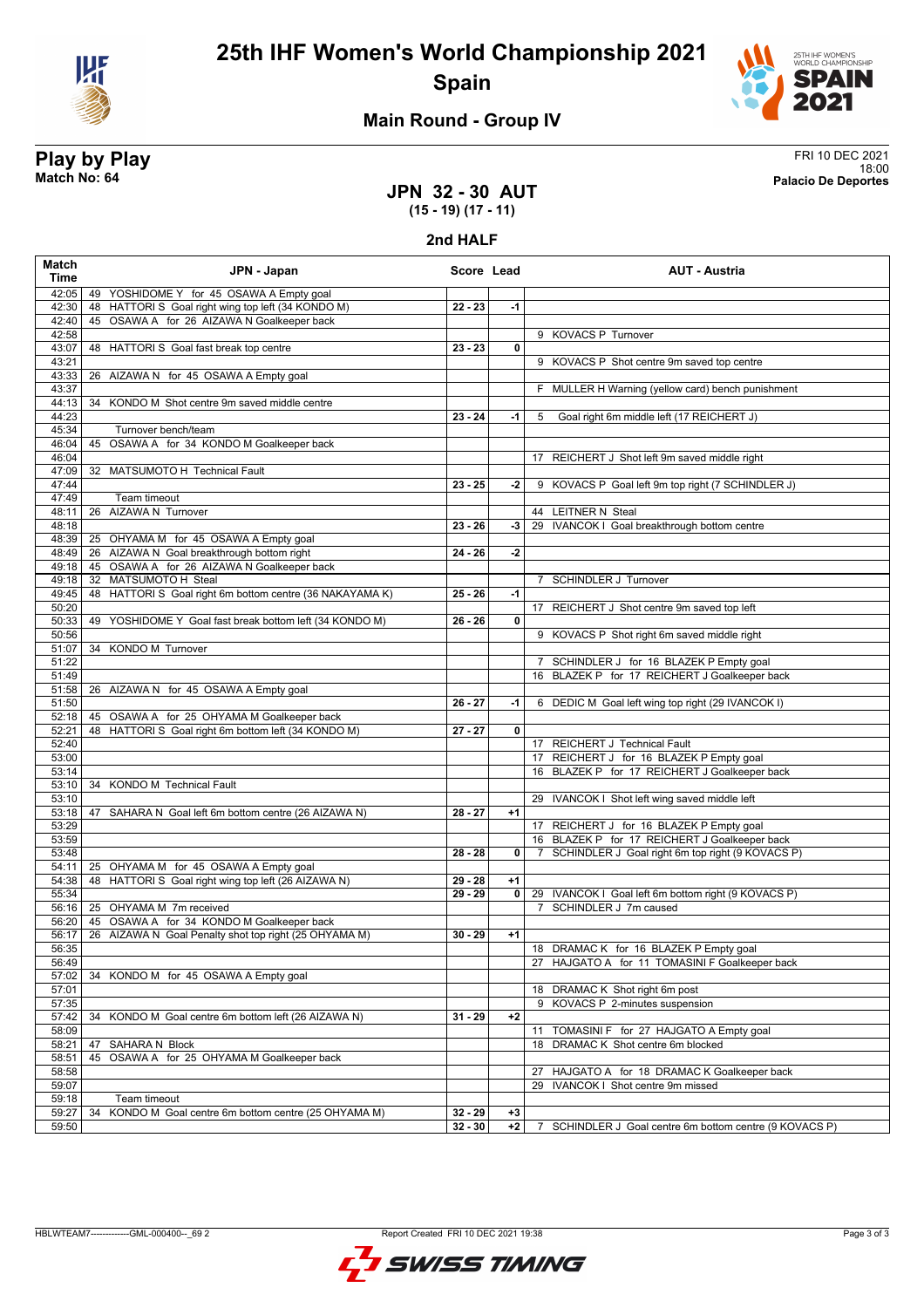# 25th IHF Women's World Championship 2021

## Spain

### Main Round - Group IV

**Play by Play**
**Match No: 64**

FRI 10 DEC 2021
18:00
**Palacio De Deportes**

## JPN 32 - 30 AUT
**(15 - 19) (17 - 11)**

### 2nd HALF

| Match Time | JPN - Japan | Score | Lead | AUT - Austria |
|---|---|---|---|---|
| 42:05 | 49 YOSHIDOME Y for 45 OSAWA A Empty goal | | | |
| 42:30 | 48 HATTORI S Goal right wing top left (34 KONDO M) | 22 - 23 | -1 | |
| 42:40 | 45 OSAWA A for 26 AIZAWA N Goalkeeper back | | | |
| 42:58 | | | | 9 KOVACS P Turnover |
| 43:07 | 48 HATTORI S Goal fast break top centre | 23 - 23 | 0 | |
| 43:21 | | | | 9 KOVACS P Shot centre 9m saved top centre |
| 43:33 | 26 AIZAWA N for 45 OSAWA A Empty goal | | | |
| 43:37 | | | | F MULLER H Warning (yellow card) bench punishment |
| 44:13 | 34 KONDO M Shot centre 9m saved middle centre | | | |
| 44:23 | | 23 - 24 | -1 | 5 Goal right 6m middle left (17 REICHERT J) |
| 45:34 | Turnover bench/team | | | |
| 46:04 | 45 OSAWA A for 34 KONDO M Goalkeeper back | | | |
| 46:04 | | | | 17 REICHERT J Shot left 9m saved middle right |
| 47:09 | 32 MATSUMOTO H Technical Fault | | | |
| 47:44 | | 23 - 25 | -2 | 9 KOVACS P Goal left 9m top right (7 SCHINDLER J) |
| 47:49 | Team timeout | | | |
| 48:11 | 26 AIZAWA N Turnover | | | 44 LEITNER N Steal |
| 48:18 | | 23 - 26 | -3 | 29 IVANCOK I Goal breakthrough bottom centre |
| 48:39 | 25 OHYAMA M for 45 OSAWA A Empty goal | | | |
| 48:49 | 26 AIZAWA N Goal breakthrough bottom right | 24 - 26 | -2 | |
| 49:18 | 45 OSAWA A for 26 AIZAWA N Goalkeeper back | | | |
| 49:18 | 32 MATSUMOTO H Steal | | | 7 SCHINDLER J Turnover |
| 49:45 | 48 HATTORI S Goal right 6m bottom centre (36 NAKAYAMA K) | 25 - 26 | -1 | |
| 50:20 | | | | 17 REICHERT J Shot centre 9m saved top left |
| 50:33 | 49 YOSHIDOME Y Goal fast break bottom left (34 KONDO M) | 26 - 26 | 0 | |
| 50:56 | | | | 9 KOVACS P Shot right 6m saved middle right |
| 51:07 | 34 KONDO M Turnover | | | |
| 51:22 | | | | 7 SCHINDLER J for 16 BLAZEK P Empty goal |
| 51:49 | | | | 16 BLAZEK P for 17 REICHERT J Goalkeeper back |
| 51:58 | 26 AIZAWA N for 45 OSAWA A Empty goal | | | |
| 51:50 | | 26 - 27 | -1 | 6 DEDIC M Goal left wing top right (29 IVANCOK I) |
| 52:18 | 45 OSAWA A for 25 OHYAMA M Goalkeeper back | | | |
| 52:21 | 48 HATTORI S Goal right 6m bottom left (34 KONDO M) | 27 - 27 | 0 | |
| 52:40 | | | | 17 REICHERT J Technical Fault |
| 53:00 | | | | 17 REICHERT J for 16 BLAZEK P Empty goal |
| 53:14 | | | | 16 BLAZEK P for 17 REICHERT J Goalkeeper back |
| 53:10 | 34 KONDO M Technical Fault | | | |
| 53:10 | | | | 29 IVANCOK I Shot left wing saved middle left |
| 53:18 | 47 SAHARA N Goal left 6m bottom centre (26 AIZAWA N) | 28 - 27 | +1 | |
| 53:29 | | | | 17 REICHERT J for 16 BLAZEK P Empty goal |
| 53:59 | | | | 16 BLAZEK P for 17 REICHERT J Goalkeeper back |
| 53:48 | | 28 - 28 | 0 | 7 SCHINDLER J Goal right 6m top right (9 KOVACS P) |
| 54:11 | 25 OHYAMA M for 45 OSAWA A Empty goal | | | |
| 54:38 | 48 HATTORI S Goal right wing top left (26 AIZAWA N) | 29 - 28 | +1 | |
| 55:34 | | 29 - 29 | 0 | 29 IVANCOK I Goal left 6m bottom right (9 KOVACS P) |
| 56:16 | 25 OHYAMA M 7m received | | | 7 SCHINDLER J 7m caused |
| 56:20 | 45 OSAWA A for 34 KONDO M Goalkeeper back | | | |
| 56:17 | 26 AIZAWA N Goal Penalty shot top right (25 OHYAMA M) | 30 - 29 | +1 | |
| 56:35 | | | | 18 DRAMAC K for 16 BLAZEK P Empty goal |
| 56:49 | | | | 27 HAJGATO A for 11 TOMASINI F Goalkeeper back |
| 57:02 | 34 KONDO M for 45 OSAWA A Empty goal | | | |
| 57:01 | | | | 18 DRAMAC K Shot right 6m post |
| 57:35 | | | | 9 KOVACS P 2-minutes suspension |
| 57:42 | 34 KONDO M Goal centre 6m bottom left (26 AIZAWA N) | 31 - 29 | +2 | |
| 58:09 | | | | 11 TOMASINI F for 27 HAJGATO A Empty goal |
| 58:21 | 47 SAHARA N Block | | | 18 DRAMAC K Shot centre 6m blocked |
| 58:51 | 45 OSAWA A for 25 OHYAMA M Goalkeeper back | | | |
| 58:58 | | | | 27 HAJGATO A for 18 DRAMAC K Goalkeeper back |
| 59:07 | | | | 29 IVANCOK I Shot centre 9m missed |
| 59:18 | Team timeout | | | |
| 59:27 | 34 KONDO M Goal centre 6m bottom centre (25 OHYAMA M) | 32 - 29 | +3 | |
| 59:50 | | 32 - 30 | +2 | 7 SCHINDLER J Goal centre 6m bottom centre (9 KOVACS P) |

HBLWTEAM7-------------GML-000400--_69 2 Report Created FRI 10 DEC 2021 19:38